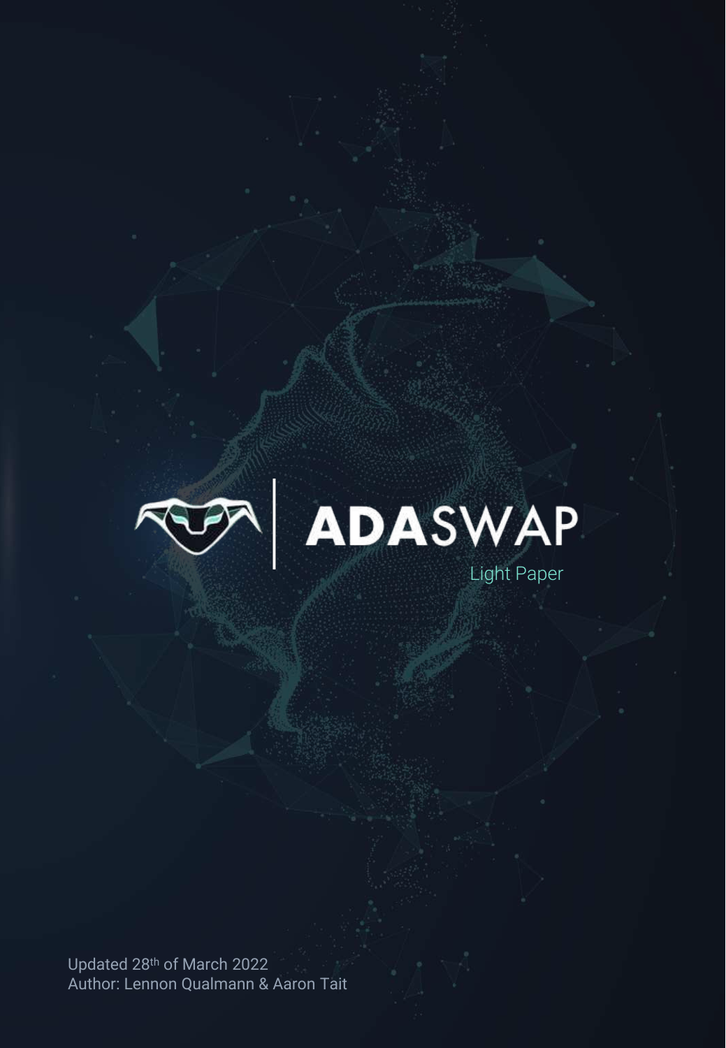# ADASWAP

Light Paper

Updated 28th of March 2022

Author: Lennon Qualmann & Aaron Tait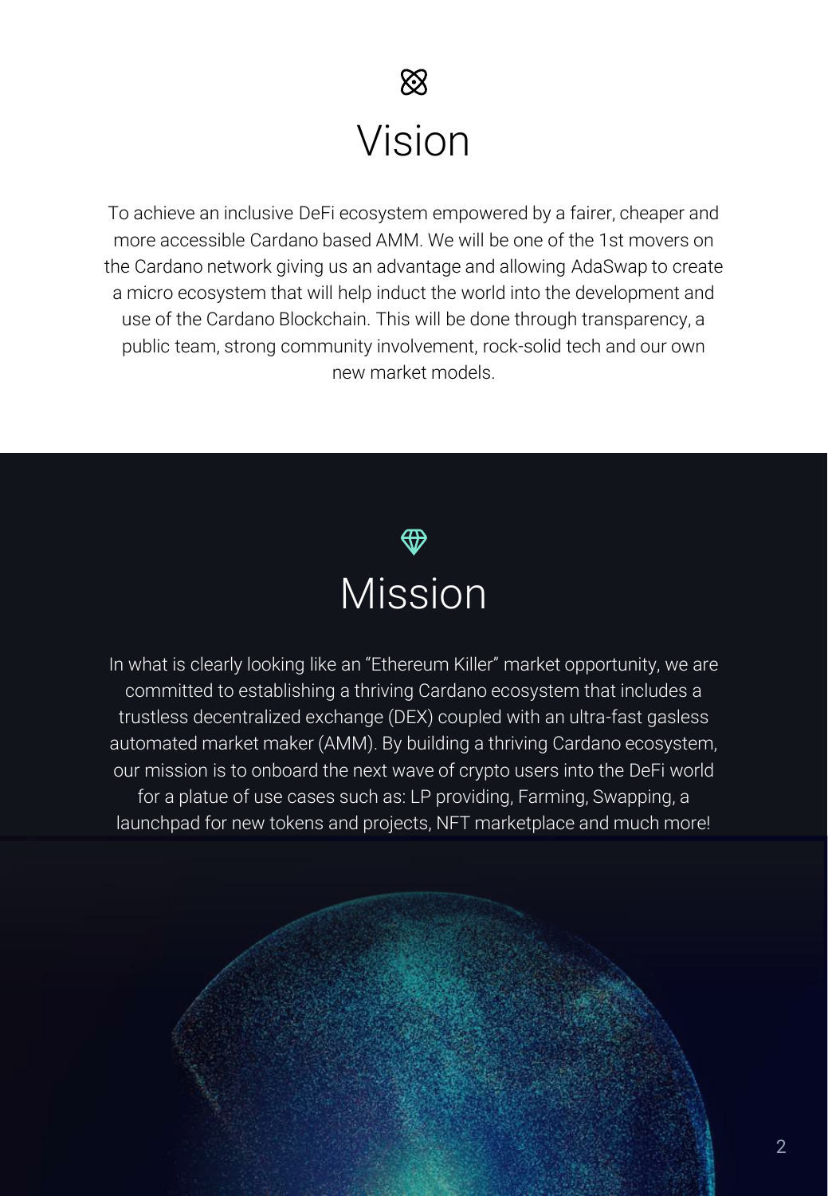# Vision

To achieve an inclusive DeFi ecosystem empowered by a fairer, cheaper and more accessible Cardano based AMM. We will be one of the 1st movers on the Cardano network giving us an advantage and allowing AdaSwap to create a micro ecosystem that will help induct the world into the development and use of the Cardano Blockchain. This will be done through transparency, a public team, strong community involvement, rock-solid tech and our own new market models.

# Mission

In what is clearly looking like an “Ethereum Killer” market opportunity, we are committed to establishing a thriving Cardano ecosystem that includes a trustless decentralized exchange (DEX) coupled with an ultra-fast gasless automated market maker (AMM). By building a thriving Cardano ecosystem, our mission is to onboard the next wave of crypto users into the DeFi world for a platue of use cases such as: LP providing, Farming, Swapping, a launchpad for new tokens and projects, NFT marketplace and much more!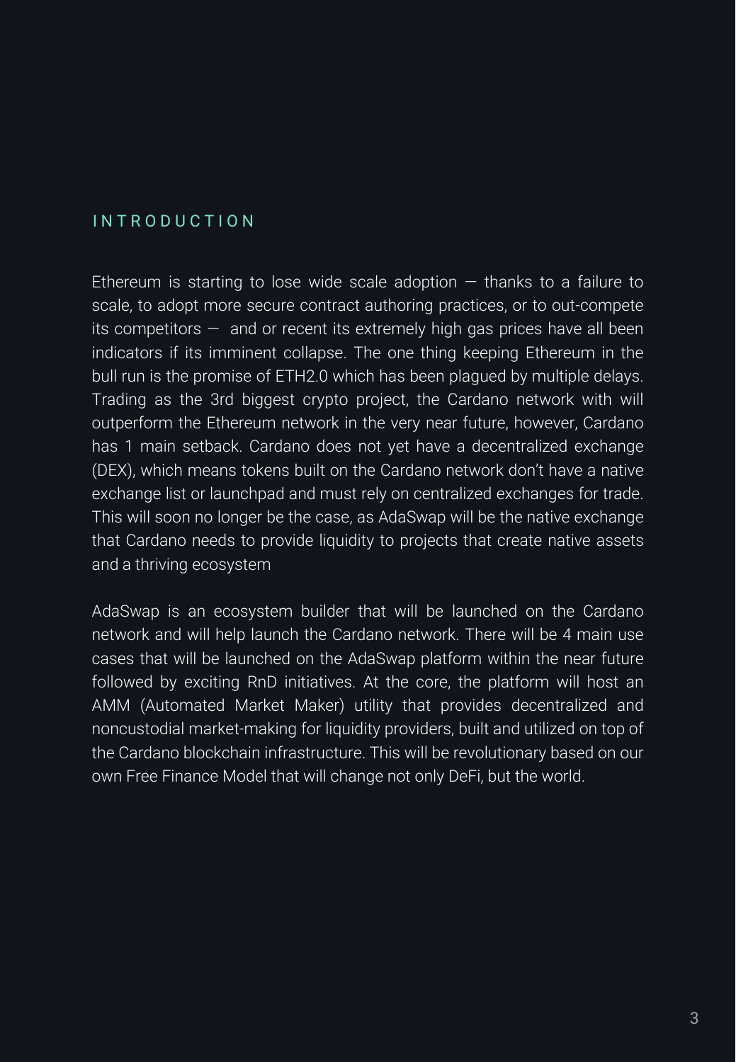## INTRODUCTION

Ethereum is starting to lose wide scale adoption — thanks to a failure to scale, to adopt more secure contract authoring practices, or to out-compete its competitors — and or recent its extremely high gas prices have all been indicators if its imminent collapse. The one thing keeping Ethereum in the bull run is the promise of ETH2.0 which has been plagued by multiple delays. Trading as the 3rd biggest crypto project, the Cardano network with will outperform the Ethereum network in the very near future, however, Cardano has 1 main setback. Cardano does not yet have a decentralized exchange (DEX), which means tokens built on the Cardano network don't have a native exchange list or launchpad and must rely on centralized exchanges for trade. This will soon no longer be the case, as AdaSwap will be the native exchange that Cardano needs to provide liquidity to projects that create native assets and a thriving ecosystem

AdaSwap is an ecosystem builder that will be launched on the Cardano network and will help launch the Cardano network. There will be 4 main use cases that will be launched on the AdaSwap platform within the near future followed by exciting RnD initiatives. At the core, the platform will host an AMM (Automated Market Maker) utility that provides decentralized and noncustodial market-making for liquidity providers, built and utilized on top of the Cardano blockchain infrastructure. This will be revolutionary based on our own Free Finance Model that will change not only DeFi, but the world.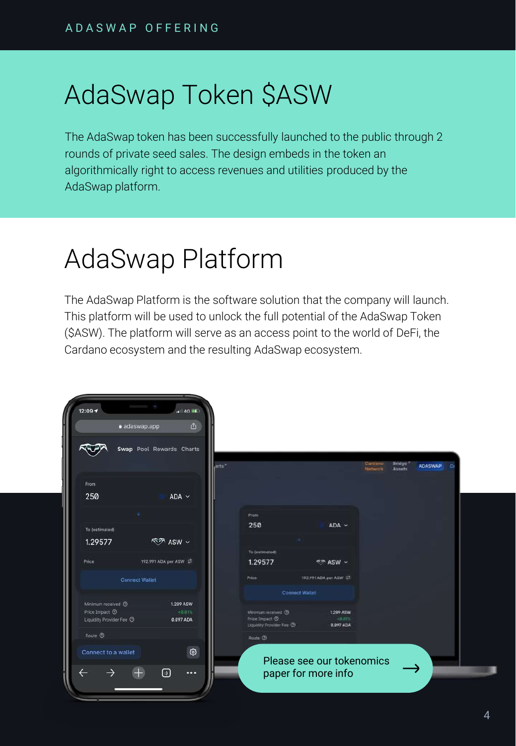# AdaSwap Token $ASW

The AdaSwap token has been successfully launched to the public through 2 rounds of private seed sales. The design embeds in the token an algorithmically right to access revenues and utilities produced by the AdaSwap platform.

# AdaSwap Platform

The AdaSwap Platform is the software solution that the company will launch. This platform will be used to unlock the full potential of the AdaSwap Token ($ASW). The platform will serve as an access point to the world of DeFi, the Cardano ecosystem and the resulting AdaSwap ecosystem.

Please see our tokenomics paper for more info →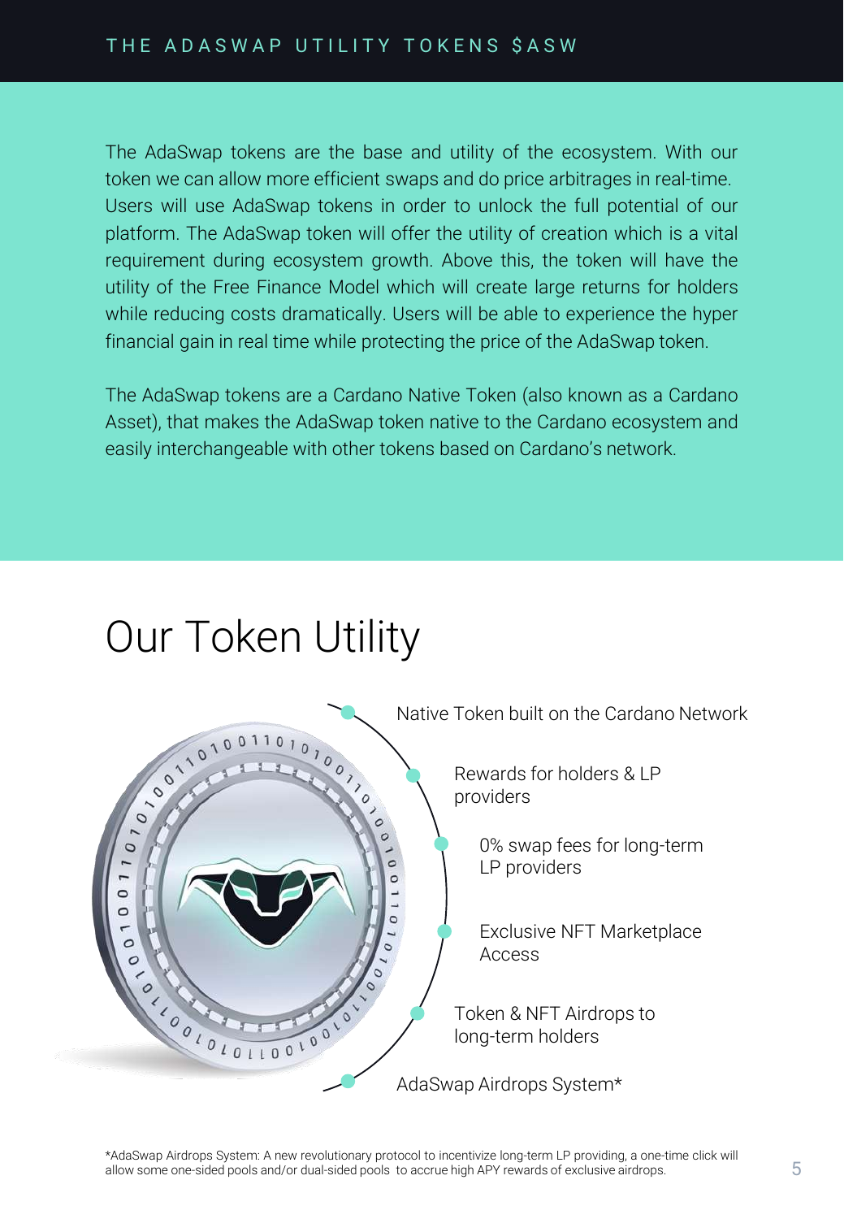## THE ADASWAP UTILITY TOKENS $ASW

The AdaSwap tokens are the base and utility of the ecosystem. With our token we can allow more efficient swaps and do price arbitrages in real-time. Users will use AdaSwap tokens in order to unlock the full potential of our platform. The AdaSwap token will offer the utility of creation which is a vital requirement during ecosystem growth. Above this, the token will have the utility of the Free Finance Model which will create large returns for holders while reducing costs dramatically. Users will be able to experience the hyper financial gain in real time while protecting the price of the AdaSwap token.

The AdaSwap tokens are a Cardano Native Token (also known as a Cardano Asset), that makes the AdaSwap token native to the Cardano ecosystem and easily interchangeable with other tokens based on Cardano's network.

# Our Token Utility

- Native Token built on the Cardano Network
- Rewards for holders & LP providers
- 0% swap fees for long-term LP providers
- Exclusive NFT Marketplace Access
- Token & NFT Airdrops to long-term holders
- AdaSwap Airdrops System*

*AdaSwap Airdrops System: A new revolutionary protocol to incentivize long-term LP providing, a one-time click will allow some one-sided pools and/or dual-sided pools to accrue high APY rewards of exclusive airdrops.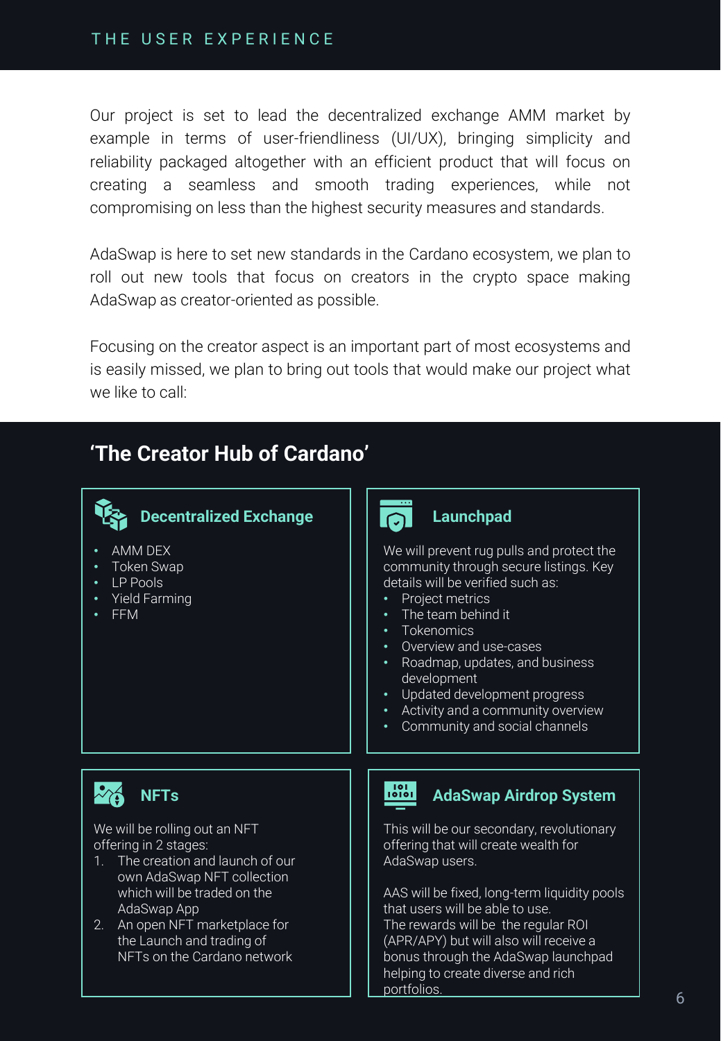# THE USER EXPERIENCE

Our project is set to lead the decentralized exchange AMM market by example in terms of user-friendliness (UI/UX), bringing simplicity and reliability packaged altogether with an efficient product that will focus on creating a seamless and smooth trading experiences, while not compromising on less than the highest security measures and standards.

AdaSwap is here to set new standards in the Cardano ecosystem, we plan to roll out new tools that focus on creators in the crypto space making AdaSwap as creator-oriented as possible.

Focusing on the creator aspect is an important part of most ecosystems and is easily missed, we plan to bring out tools that would make our project what we like to call:

## 'The Creator Hub of Cardano'

### Decentralized Exchange

- AMM DEX
- Token Swap
- LP Pools
- Yield Farming
- FFM

### Launchpad

We will prevent rug pulls and protect the community through secure listings. Key details will be verified such as:

- Project metrics
- The team behind it
- Tokenomics
- Overview and use-cases
- Roadmap, updates, and business development
- Updated development progress
- Activity and a community overview
- Community and social channels

### NFTs

We will be rolling out an NFT offering in 2 stages:

1. The creation and launch of our own AdaSwap NFT collection which will be traded on the AdaSwap App
2. An open NFT marketplace for the Launch and trading of NFTs on the Cardano network

### AdaSwap Airdrop System

This will be our secondary, revolutionary offering that will create wealth for AdaSwap users.

AAS will be fixed, long-term liquidity pools that users will be able to use.
The rewards will be the regular ROI (APR/APY) but will also will receive a bonus through the AdaSwap launchpad helping to create diverse and rich portfolios.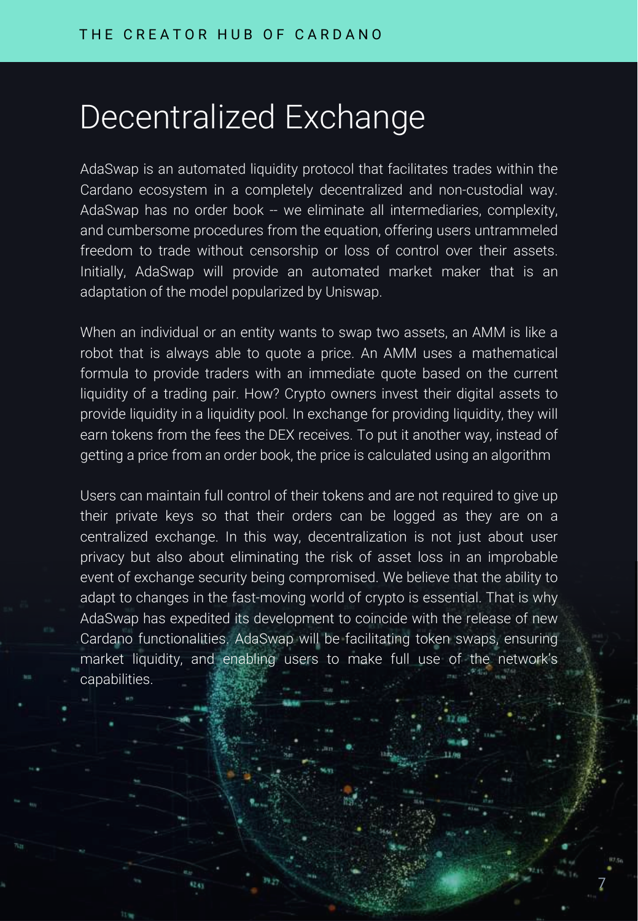# Decentralized Exchange

AdaSwap is an automated liquidity protocol that facilitates trades within the Cardano ecosystem in a completely decentralized and non-custodial way. AdaSwap has no order book -- we eliminate all intermediaries, complexity, and cumbersome procedures from the equation, offering users untrammeled freedom to trade without censorship or loss of control over their assets. Initially, AdaSwap will provide an automated market maker that is an adaptation of the model popularized by Uniswap.

When an individual or an entity wants to swap two assets, an AMM is like a robot that is always able to quote a price. An AMM uses a mathematical formula to provide traders with an immediate quote based on the current liquidity of a trading pair. How? Crypto owners invest their digital assets to provide liquidity in a liquidity pool. In exchange for providing liquidity, they will earn tokens from the fees the DEX receives. To put it another way, instead of getting a price from an order book, the price is calculated using an algorithm

Users can maintain full control of their tokens and are not required to give up their private keys so that their orders can be logged as they are on a centralized exchange. In this way, decentralization is not just about user privacy but also about eliminating the risk of asset loss in an improbable event of exchange security being compromised. We believe that the ability to adapt to changes in the fast-moving world of crypto is essential. That is why AdaSwap has expedited its development to coincide with the release of new Cardano functionalities. AdaSwap will be facilitating token swaps, ensuring market liquidity, and enabling users to make full use of the network's capabilities.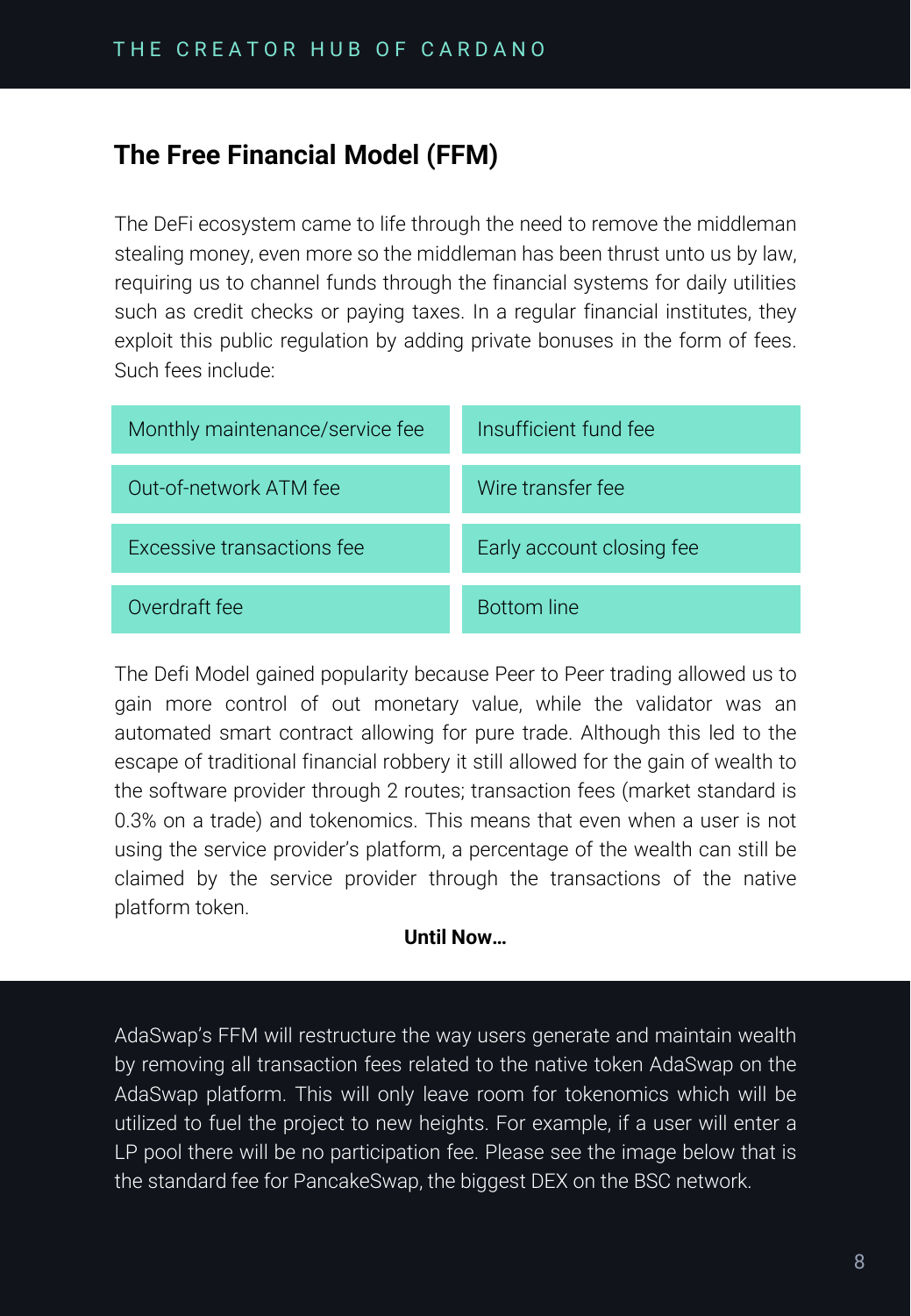## The Free Financial Model (FFM)

The DeFi ecosystem came to life through the need to remove the middleman stealing money, even more so the middleman has been thrust unto us by law, requiring us to channel funds through the financial systems for daily utilities such as credit checks or paying taxes. In a regular financial institutes, they exploit this public regulation by adding private bonuses in the form of fees. Such fees include:

| | |
|---|---|
| Monthly maintenance/service fee | Insufficient fund fee |
| Out-of-network ATM fee | Wire transfer fee |
| Excessive transactions fee | Early account closing fee |
| Overdraft fee | Bottom line |

The Defi Model gained popularity because Peer to Peer trading allowed us to gain more control of out monetary value, while the validator was an automated smart contract allowing for pure trade. Although this led to the escape of traditional financial robbery it still allowed for the gain of wealth to the software provider through 2 routes; transaction fees (market standard is 0.3% on a trade) and tokenomics. This means that even when a user is not using the service provider's platform, a percentage of the wealth can still be claimed by the service provider through the transactions of the native platform token.

**Until Now…**

AdaSwap's FFM will restructure the way users generate and maintain wealth by removing all transaction fees related to the native token AdaSwap on the AdaSwap platform. This will only leave room for tokenomics which will be utilized to fuel the project to new heights. For example, if a user will enter a LP pool there will be no participation fee. Please see the image below that is the standard fee for PancakeSwap, the biggest DEX on the BSC network.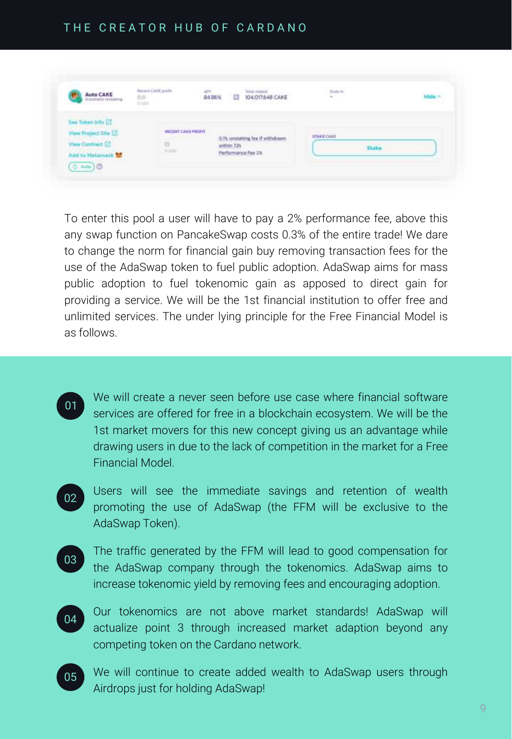To enter this pool a user will have to pay a 2% performance fee, above this any swap function on PancakeSwap costs 0.3% of the entire trade! We dare to change the norm for financial gain buy removing transaction fees for the use of the AdaSwap token to fuel public adoption. AdaSwap aims for mass public adoption to fuel tokenomic gain as apposed to direct gain for providing a service. We will be the 1st financial institution to offer free and unlimited services. The under lying principle for the Free Financial Model is as follows.

01. We will create a never seen before use case where financial software services are offered for free in a blockchain ecosystem. We will be the 1st market movers for this new concept giving us an advantage while drawing users in due to the lack of competition in the market for a Free Financial Model.

02. Users will see the immediate savings and retention of wealth promoting the use of AdaSwap (the FFM will be exclusive to the AdaSwap Token).

03. The traffic generated by the FFM will lead to good compensation for the AdaSwap company through the tokenomics. AdaSwap aims to increase tokenomic yield by removing fees and encouraging adoption.

04. Our tokenomics are not above market standards! AdaSwap will actualize point 3 through increased market adaption beyond any competing token on the Cardano network.

05. We will continue to create added wealth to AdaSwap users through Airdrops just for holding AdaSwap!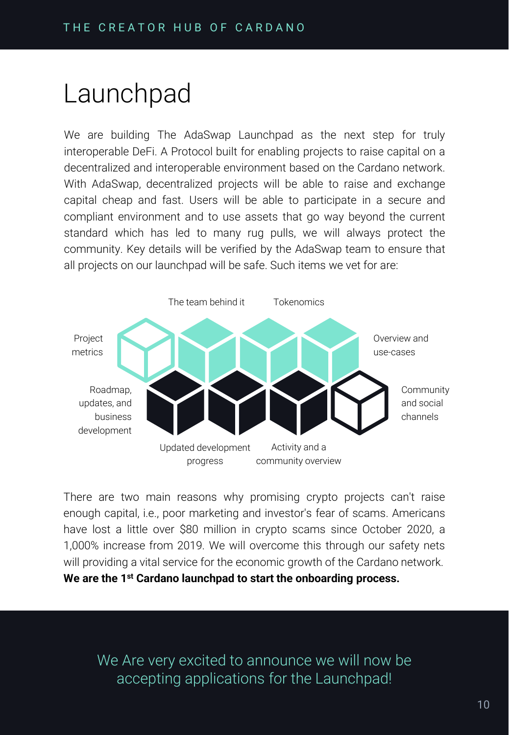# Launchpad

We are building The AdaSwap Launchpad as the next step for truly interoperable DeFi. A Protocol built for enabling projects to raise capital on a decentralized and interoperable environment based on the Cardano network. With AdaSwap, decentralized projects will be able to raise and exchange capital cheap and fast. Users will be able to participate in a secure and compliant environment and to use assets that go way beyond the current standard which has led to many rug pulls, we will always protect the community. Key details will be verified by the AdaSwap team to ensure that all projects on our launchpad will be safe. Such items we vet for are:

- Project metrics
- The team behind it
- Tokenomics
- Overview and use-cases
- Roadmap, updates, and business development
- Updated development progress
- Activity and a community overview
- Community and social channels

There are two main reasons why promising crypto projects can't raise enough capital, i.e., poor marketing and investor's fear of scams. Americans have lost a little over $80 million in crypto scams since October 2020, a 1,000% increase from 2019. We will overcome this through our safety nets will providing a vital service for the economic growth of the Cardano network. **We are the 1st Cardano launchpad to start the onboarding process.**

We Are very excited to announce we will now be accepting applications for the Launchpad!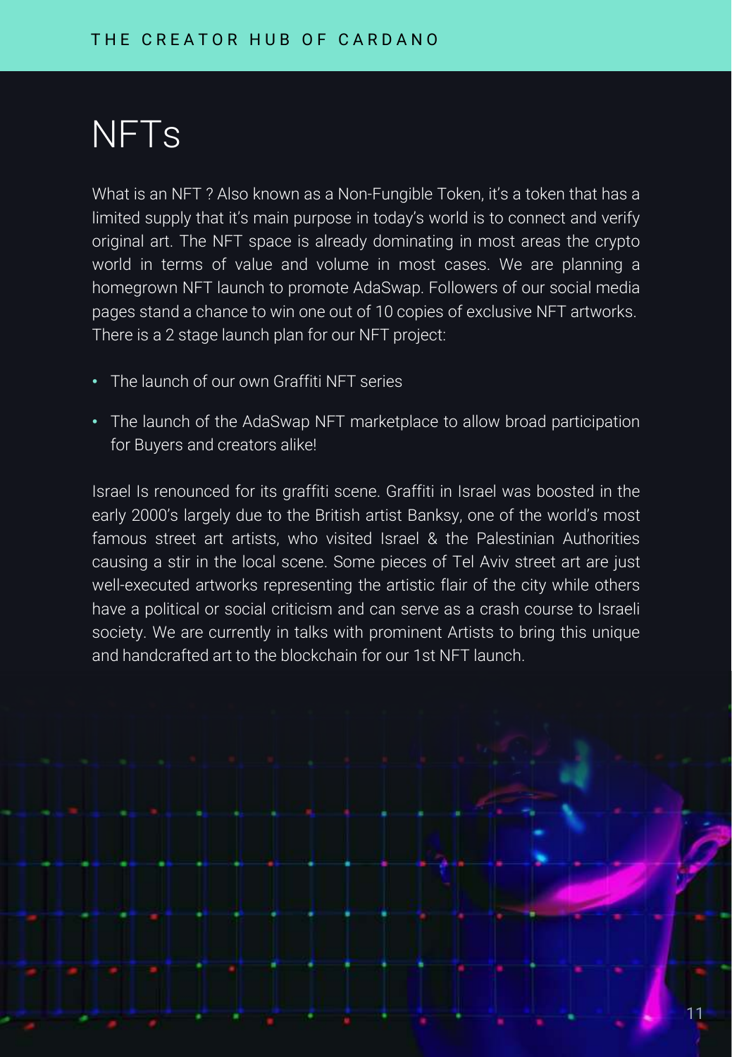# NFTs

What is an NFT ? Also known as a Non-Fungible Token, it's a token that has a limited supply that it's main purpose in today's world is to connect and verify original art. The NFT space is already dominating in most areas the crypto world in terms of value and volume in most cases. We are planning a homegrown NFT launch to promote AdaSwap. Followers of our social media pages stand a chance to win one out of 10 copies of exclusive NFT artworks. There is a 2 stage launch plan for our NFT project:

- The launch of our own Graffiti NFT series
- The launch of the AdaSwap NFT marketplace to allow broad participation for Buyers and creators alike!

Israel Is renounced for its graffiti scene. Graffiti in Israel was boosted in the early 2000's largely due to the British artist Banksy, one of the world's most famous street art artists, who visited Israel & the Palestinian Authorities causing a stir in the local scene. Some pieces of Tel Aviv street art are just well-executed artworks representing the artistic flair of the city while others have a political or social criticism and can serve as a crash course to Israeli society. We are currently in talks with prominent Artists to bring this unique and handcrafted art to the blockchain for our 1st NFT launch.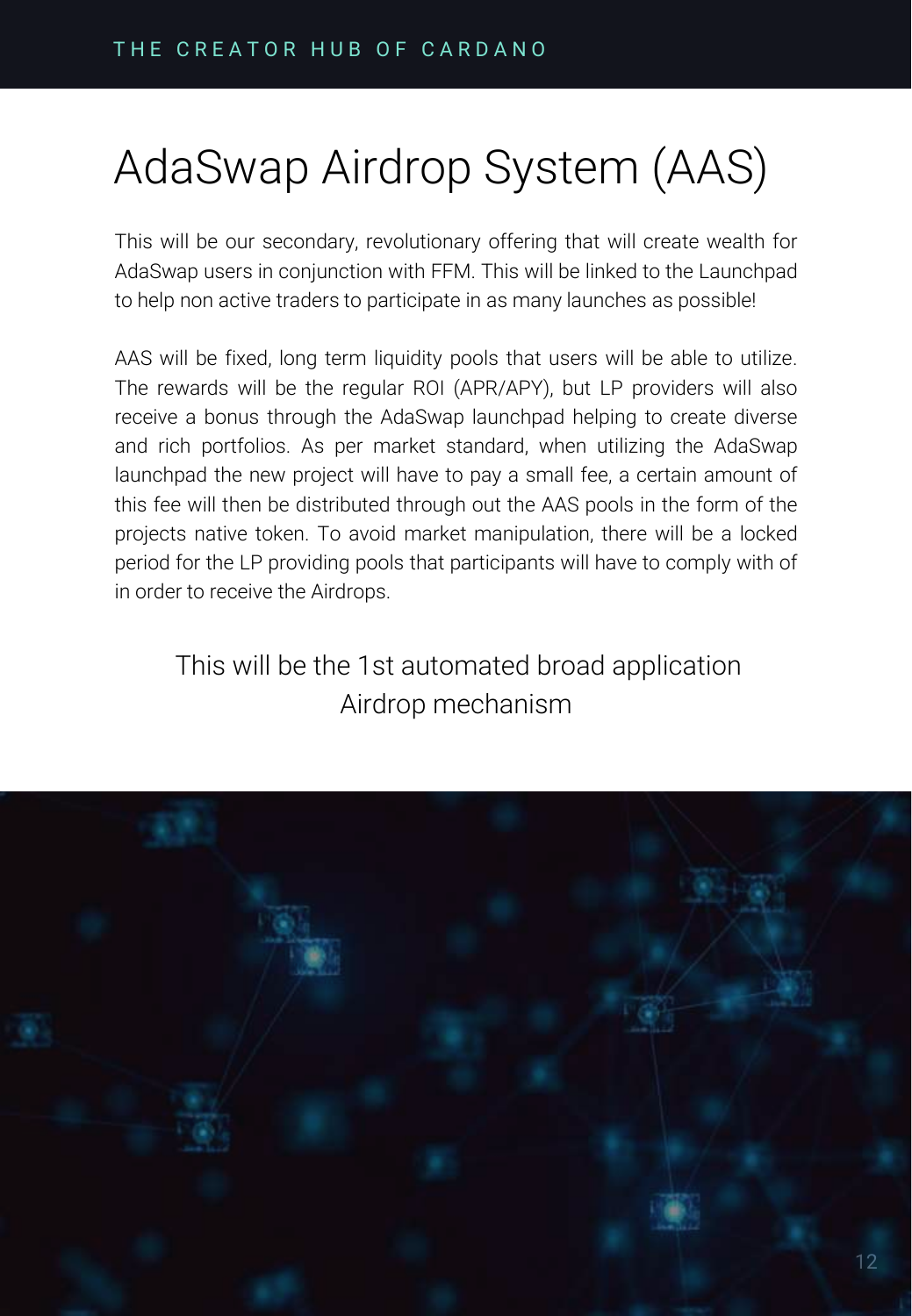# AdaSwap Airdrop System (AAS)

This will be our secondary, revolutionary offering that will create wealth for AdaSwap users in conjunction with FFM. This will be linked to the Launchpad to help non active traders to participate in as many launches as possible!

AAS will be fixed, long term liquidity pools that users will be able to utilize. The rewards will be the regular ROI (APR/APY), but LP providers will also receive a bonus through the AdaSwap launchpad helping to create diverse and rich portfolios. As per market standard, when utilizing the AdaSwap launchpad the new project will have to pay a small fee, a certain amount of this fee will then be distributed through out the AAS pools in the form of the projects native token. To avoid market manipulation, there will be a locked period for the LP providing pools that participants will have to comply with of in order to receive the Airdrops.

## This will be the 1st automated broad application Airdrop mechanism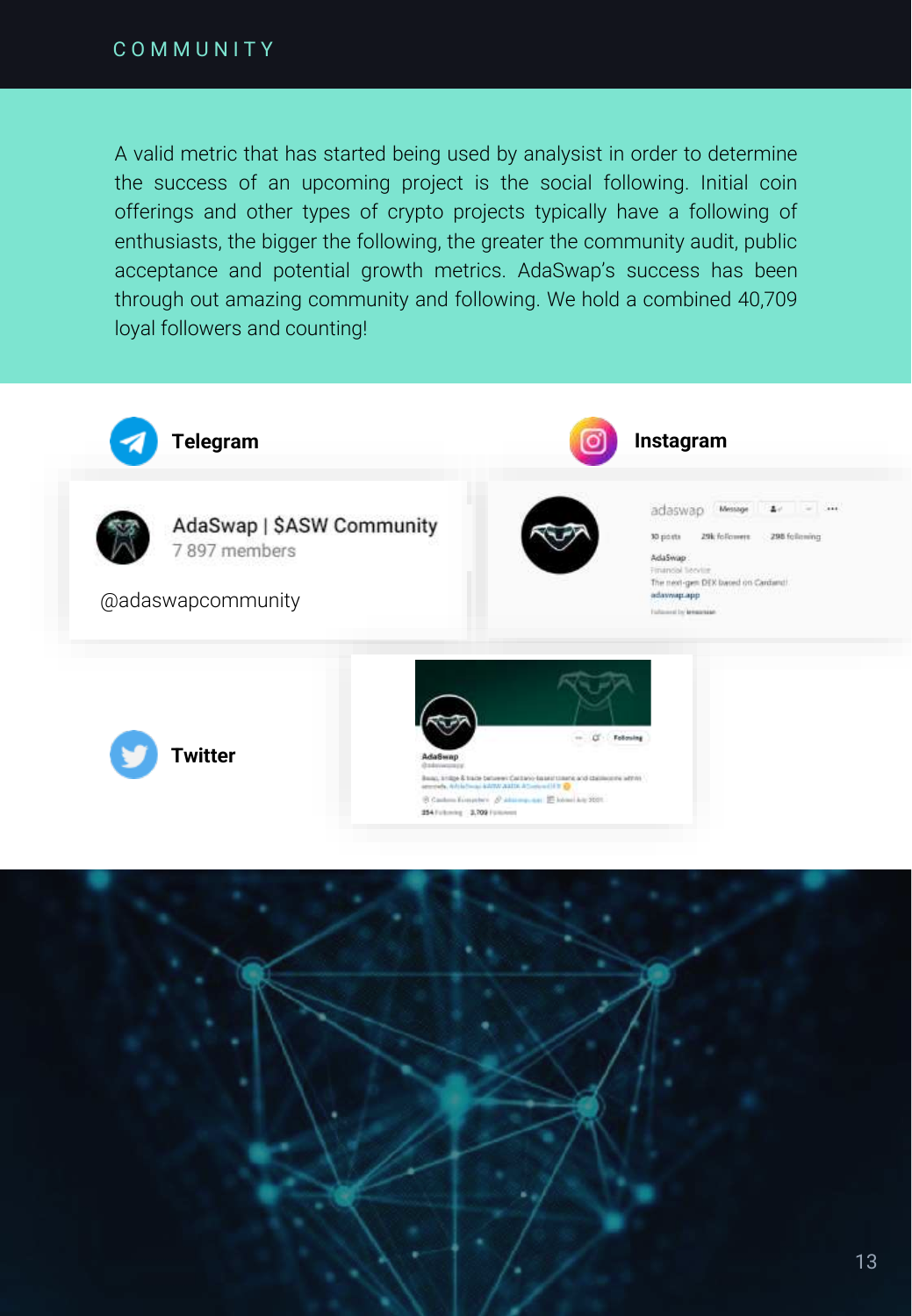# COMMUNITY

A valid metric that has started being used by analysist in order to determine the success of an upcoming project is the social following. Initial coin offerings and other types of crypto projects typically have a following of enthusiasts, the bigger the following, the greater the community audit, public acceptance and potential growth metrics. AdaSwap's success has been through out amazing community and following. We hold a combined 40,709 loyal followers and counting!

**Telegram**

AdaSwap | $ASW Community
7 897 members

@adaswapcommunity

**Instagram**

**Twitter**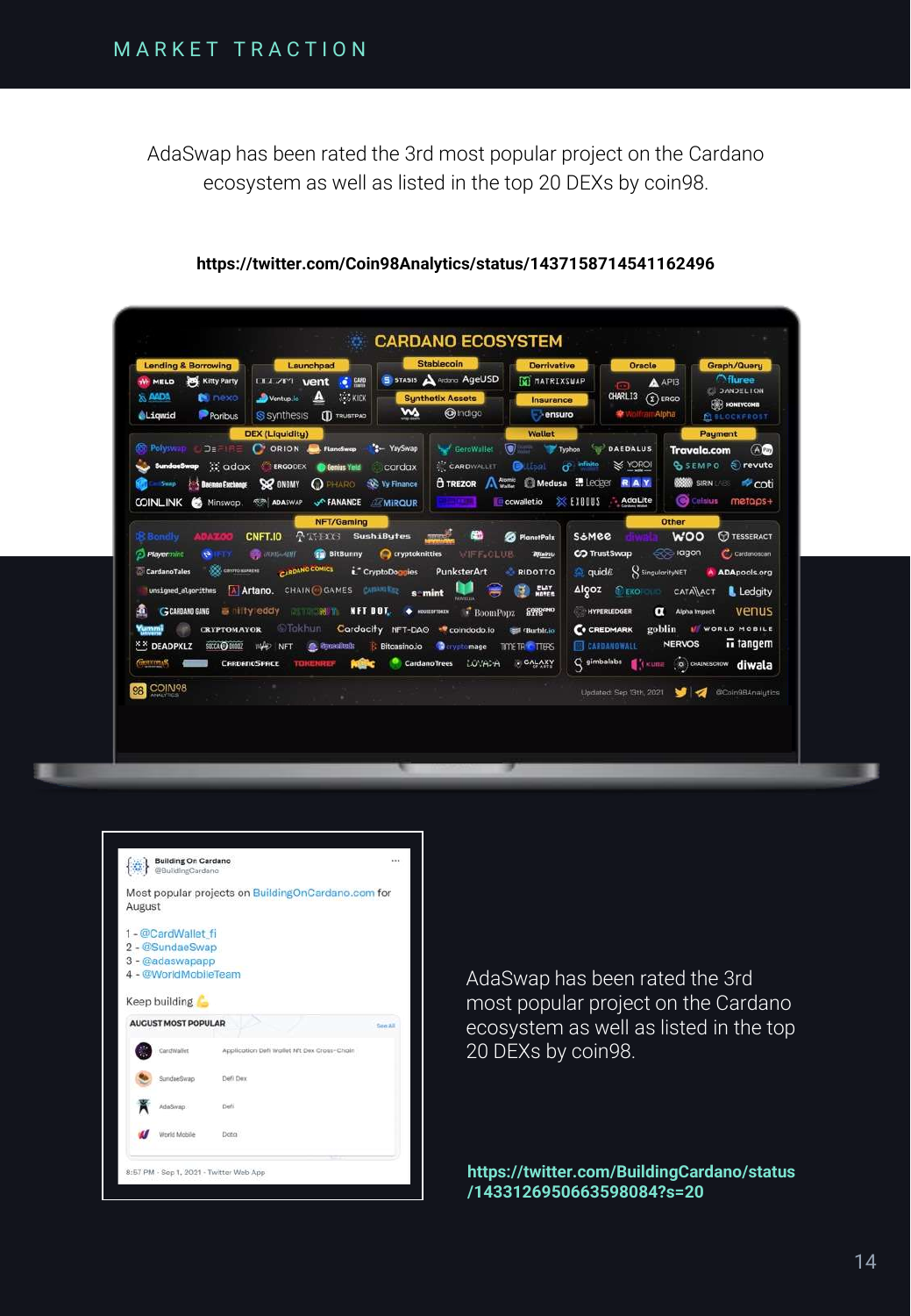# MARKET TRACTION

AdaSwap has been rated the 3rd most popular project on the Cardano ecosystem as well as listed in the top 20 DEXs by coin98.

**https://twitter.com/Coin98Analytics/status/1437158714541162496**

AdaSwap has been rated the 3rd most popular project on the Cardano ecosystem as well as listed in the top 20 DEXs by coin98.

**https://twitter.com/BuildingCardano/status/1433126950663598084?s=20**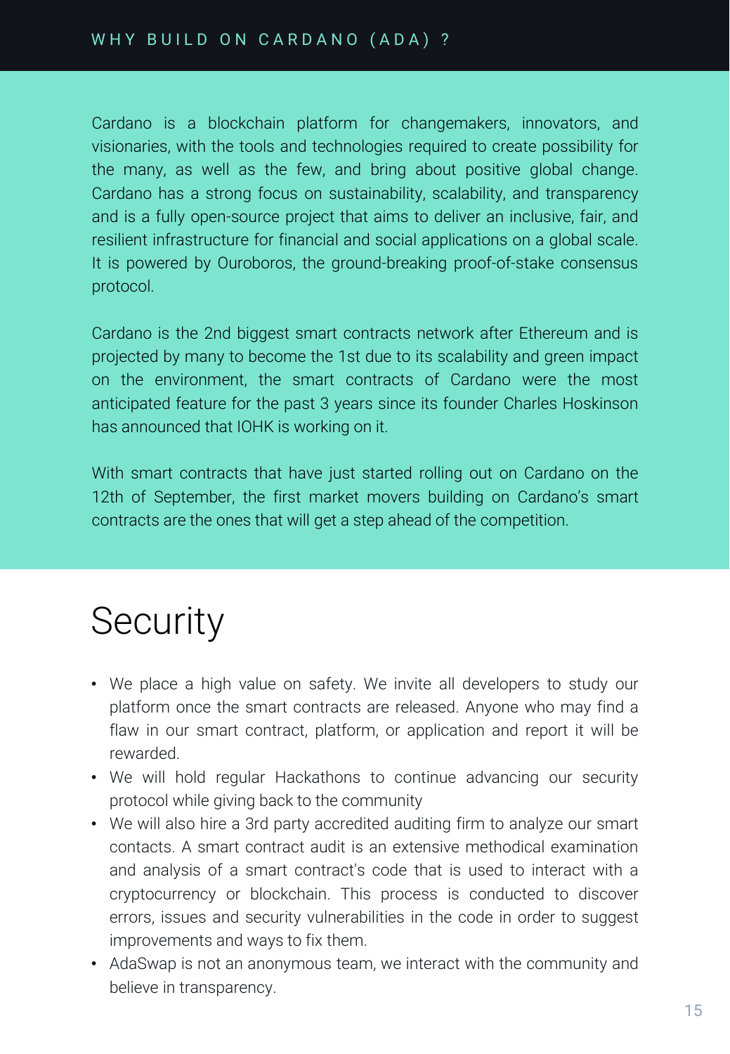## WHY BUILD ON CARDANO (ADA) ?

Cardano is a blockchain platform for changemakers, innovators, and visionaries, with the tools and technologies required to create possibility for the many, as well as the few, and bring about positive global change. Cardano has a strong focus on sustainability, scalability, and transparency and is a fully open-source project that aims to deliver an inclusive, fair, and resilient infrastructure for financial and social applications on a global scale. It is powered by Ouroboros, the ground-breaking proof-of-stake consensus protocol.

Cardano is the 2nd biggest smart contracts network after Ethereum and is projected by many to become the 1st due to its scalability and green impact on the environment, the smart contracts of Cardano were the most anticipated feature for the past 3 years since its founder Charles Hoskinson has announced that IOHK is working on it.

With smart contracts that have just started rolling out on Cardano on the 12th of September, the first market movers building on Cardano's smart contracts are the ones that will get a step ahead of the competition.

# Security

- We place a high value on safety. We invite all developers to study our platform once the smart contracts are released. Anyone who may find a flaw in our smart contract, platform, or application and report it will be rewarded.
- We will hold regular Hackathons to continue advancing our security protocol while giving back to the community
- We will also hire a 3rd party accredited auditing firm to analyze our smart contacts. A smart contract audit is an extensive methodical examination and analysis of a smart contract's code that is used to interact with a cryptocurrency or blockchain. This process is conducted to discover errors, issues and security vulnerabilities in the code in order to suggest improvements and ways to fix them.
- AdaSwap is not an anonymous team, we interact with the community and believe in transparency.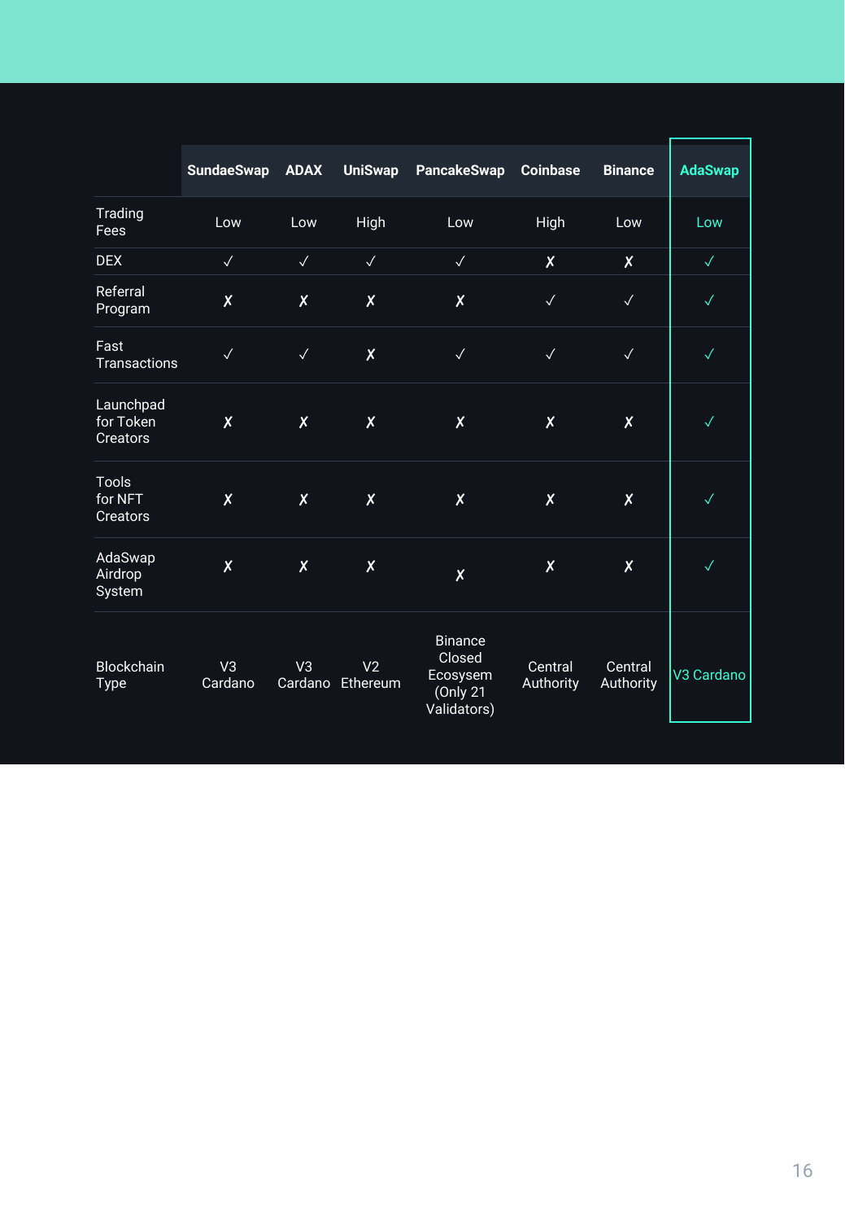| | SundaeSwap | ADAX | UniSwap | PancakeSwap | Coinbase | Binance | AdaSwap |
|---|---|---|---|---|---|---|---|
| Trading Fees | Low | Low | High | Low | High | Low | Low |
| DEX | ✓ | ✓ | ✓ | ✓ | ✗ | ✗ | ✓ |
| Referral Program | ✗ | ✗ | ✗ | ✗ | ✓ | ✓ | ✓ |
| Fast Transactions | ✓ | ✓ | ✗ | ✓ | ✓ | ✓ | ✓ |
| Launchpad for Token Creators | ✗ | ✗ | ✗ | ✗ | ✗ | ✗ | ✓ |
| Tools for NFT Creators | ✗ | ✗ | ✗ | ✗ | ✗ | ✗ | ✓ |
| AdaSwap Airdrop System | ✗ | ✗ | ✗ | ✗ | ✗ | ✗ | ✓ |
| Blockchain Type | V3 Cardano | V3 Cardano | V2 Ethereum | Binance Closed Ecosysem (Only 21 Validators) | Central Authority | Central Authority | V3 Cardano |